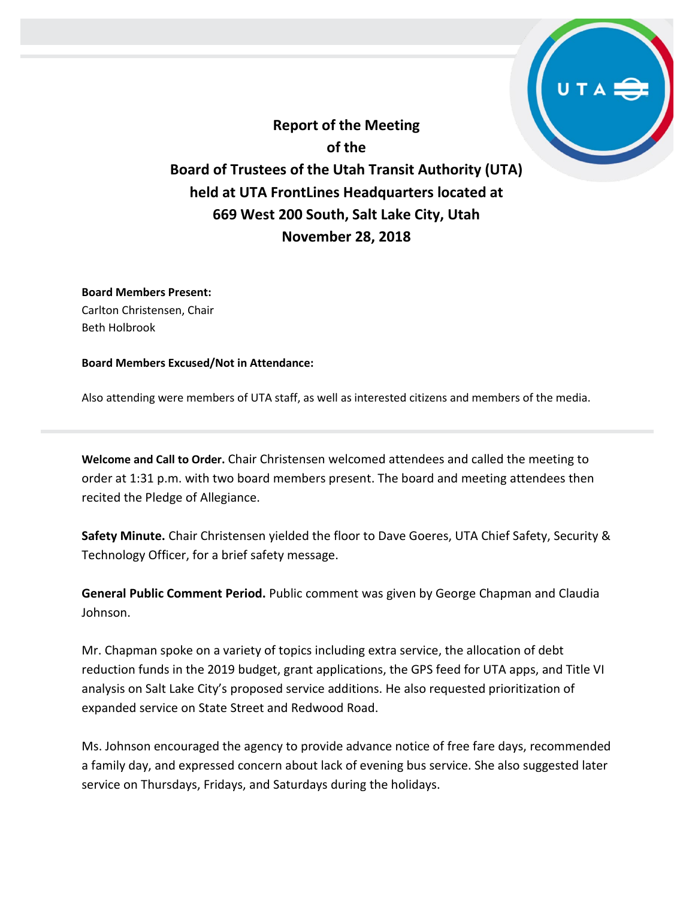# Report of the Meeting of the Board of Trustees of the Utah Transit Authority (UTA) held at UTA FrontLines Headquarters located at 669 West 200 South, Salt Lake City, Utah November 28, 2018

**Board Members Present:**
Carlton Christensen, Chair
Beth Holbrook

**Board Members Excused/Not in Attendance:**

Also attending were members of UTA staff, as well as interested citizens and members of the media.

---

**Welcome and Call to Order.** Chair Christensen welcomed attendees and called the meeting to order at 1:31 p.m. with two board members present. The board and meeting attendees then recited the Pledge of Allegiance.

**Safety Minute.** Chair Christensen yielded the floor to Dave Goeres, UTA Chief Safety, Security & Technology Officer, for a brief safety message.

**General Public Comment Period.** Public comment was given by George Chapman and Claudia Johnson.

Mr. Chapman spoke on a variety of topics including extra service, the allocation of debt reduction funds in the 2019 budget, grant applications, the GPS feed for UTA apps, and Title VI analysis on Salt Lake City's proposed service additions. He also requested prioritization of expanded service on State Street and Redwood Road.

Ms. Johnson encouraged the agency to provide advance notice of free fare days, recommended a family day, and expressed concern about lack of evening bus service. She also suggested later service on Thursdays, Fridays, and Saturdays during the holidays.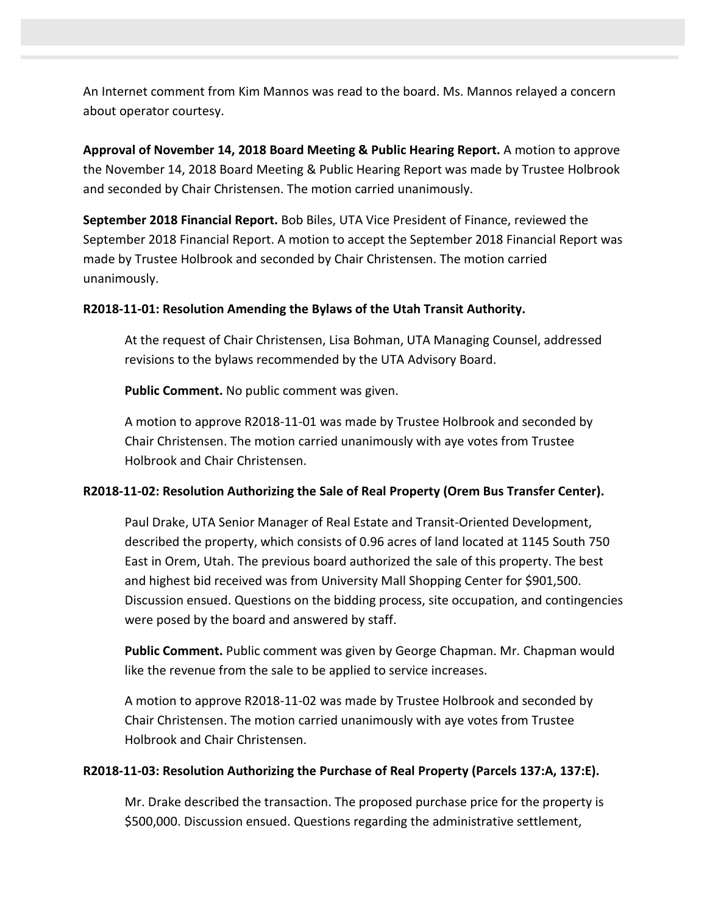An Internet comment from Kim Mannos was read to the board. Ms. Mannos relayed a concern about operator courtesy.

**Approval of November 14, 2018 Board Meeting & Public Hearing Report.** A motion to approve the November 14, 2018 Board Meeting & Public Hearing Report was made by Trustee Holbrook and seconded by Chair Christensen. The motion carried unanimously.

**September 2018 Financial Report.** Bob Biles, UTA Vice President of Finance, reviewed the September 2018 Financial Report. A motion to accept the September 2018 Financial Report was made by Trustee Holbrook and seconded by Chair Christensen. The motion carried unanimously.

**R2018-11-01: Resolution Amending the Bylaws of the Utah Transit Authority.**

At the request of Chair Christensen, Lisa Bohman, UTA Managing Counsel, addressed revisions to the bylaws recommended by the UTA Advisory Board.

**Public Comment.** No public comment was given.

A motion to approve R2018-11-01 was made by Trustee Holbrook and seconded by Chair Christensen. The motion carried unanimously with aye votes from Trustee Holbrook and Chair Christensen.

**R2018-11-02: Resolution Authorizing the Sale of Real Property (Orem Bus Transfer Center).**

Paul Drake, UTA Senior Manager of Real Estate and Transit-Oriented Development, described the property, which consists of 0.96 acres of land located at 1145 South 750 East in Orem, Utah. The previous board authorized the sale of this property. The best and highest bid received was from University Mall Shopping Center for $901,500. Discussion ensued. Questions on the bidding process, site occupation, and contingencies were posed by the board and answered by staff.

**Public Comment.** Public comment was given by George Chapman. Mr. Chapman would like the revenue from the sale to be applied to service increases.

A motion to approve R2018-11-02 was made by Trustee Holbrook and seconded by Chair Christensen. The motion carried unanimously with aye votes from Trustee Holbrook and Chair Christensen.

**R2018-11-03: Resolution Authorizing the Purchase of Real Property (Parcels 137:A, 137:E).**

Mr. Drake described the transaction. The proposed purchase price for the property is $500,000. Discussion ensued. Questions regarding the administrative settlement,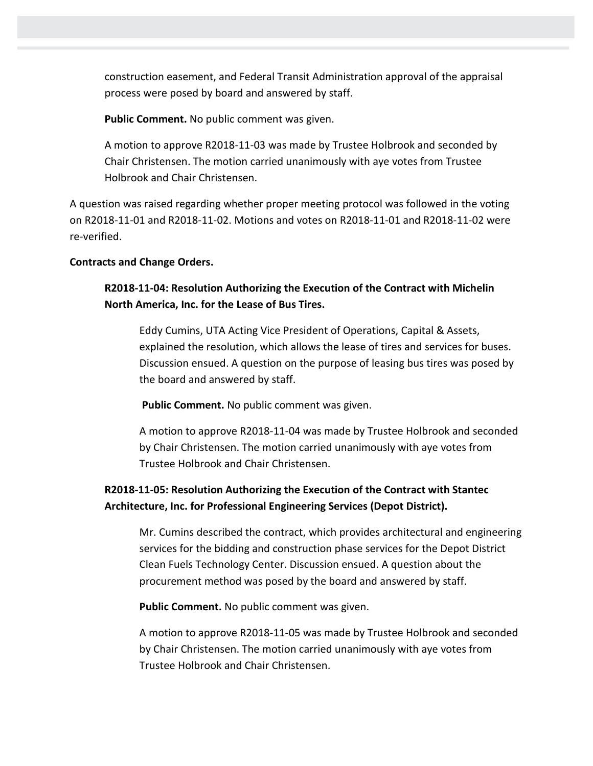construction easement, and Federal Transit Administration approval of the appraisal process were posed by board and answered by staff.

**Public Comment.** No public comment was given.

A motion to approve R2018-11-03 was made by Trustee Holbrook and seconded by Chair Christensen. The motion carried unanimously with aye votes from Trustee Holbrook and Chair Christensen.

A question was raised regarding whether proper meeting protocol was followed in the voting on R2018-11-01 and R2018-11-02. Motions and votes on R2018-11-01 and R2018-11-02 were re-verified.

**Contracts and Change Orders.**

**R2018-11-04: Resolution Authorizing the Execution of the Contract with Michelin North America, Inc. for the Lease of Bus Tires.**

Eddy Cumins, UTA Acting Vice President of Operations, Capital & Assets, explained the resolution, which allows the lease of tires and services for buses. Discussion ensued. A question on the purpose of leasing bus tires was posed by the board and answered by staff.

**Public Comment.** No public comment was given.

A motion to approve R2018-11-04 was made by Trustee Holbrook and seconded by Chair Christensen. The motion carried unanimously with aye votes from Trustee Holbrook and Chair Christensen.

**R2018-11-05: Resolution Authorizing the Execution of the Contract with Stantec Architecture, Inc. for Professional Engineering Services (Depot District).**

Mr. Cumins described the contract, which provides architectural and engineering services for the bidding and construction phase services for the Depot District Clean Fuels Technology Center. Discussion ensued. A question about the procurement method was posed by the board and answered by staff.

**Public Comment.** No public comment was given.

A motion to approve R2018-11-05 was made by Trustee Holbrook and seconded by Chair Christensen. The motion carried unanimously with aye votes from Trustee Holbrook and Chair Christensen.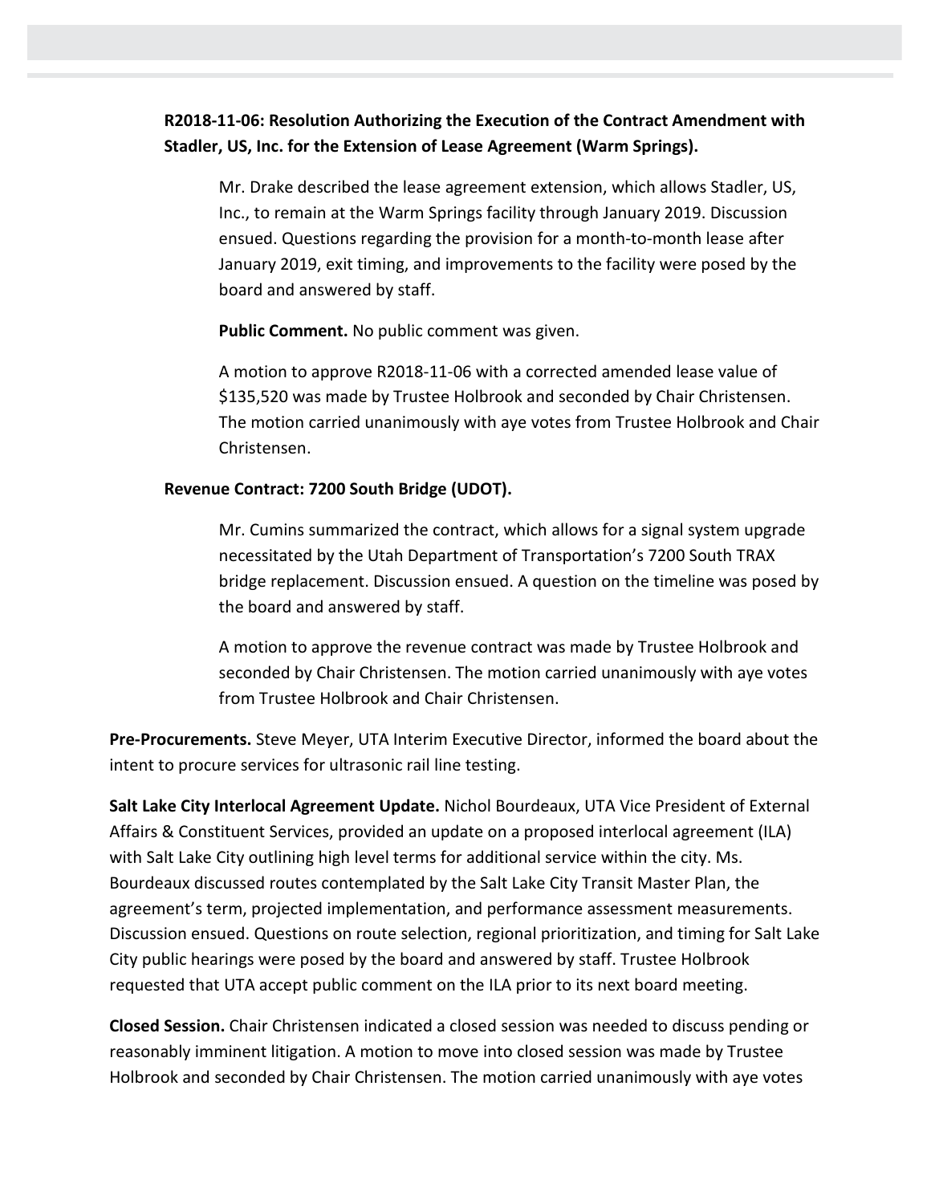**R2018-11-06: Resolution Authorizing the Execution of the Contract Amendment with Stadler, US, Inc. for the Extension of Lease Agreement (Warm Springs).**

Mr. Drake described the lease agreement extension, which allows Stadler, US, Inc., to remain at the Warm Springs facility through January 2019. Discussion ensued. Questions regarding the provision for a month-to-month lease after January 2019, exit timing, and improvements to the facility were posed by the board and answered by staff.

**Public Comment.** No public comment was given.

A motion to approve R2018-11-06 with a corrected amended lease value of $135,520 was made by Trustee Holbrook and seconded by Chair Christensen. The motion carried unanimously with aye votes from Trustee Holbrook and Chair Christensen.

**Revenue Contract: 7200 South Bridge (UDOT).**

Mr. Cumins summarized the contract, which allows for a signal system upgrade necessitated by the Utah Department of Transportation's 7200 South TRAX bridge replacement. Discussion ensued. A question on the timeline was posed by the board and answered by staff.

A motion to approve the revenue contract was made by Trustee Holbrook and seconded by Chair Christensen. The motion carried unanimously with aye votes from Trustee Holbrook and Chair Christensen.

**Pre-Procurements.** Steve Meyer, UTA Interim Executive Director, informed the board about the intent to procure services for ultrasonic rail line testing.

**Salt Lake City Interlocal Agreement Update.** Nichol Bourdeaux, UTA Vice President of External Affairs & Constituent Services, provided an update on a proposed interlocal agreement (ILA) with Salt Lake City outlining high level terms for additional service within the city. Ms. Bourdeaux discussed routes contemplated by the Salt Lake City Transit Master Plan, the agreement's term, projected implementation, and performance assessment measurements. Discussion ensued. Questions on route selection, regional prioritization, and timing for Salt Lake City public hearings were posed by the board and answered by staff. Trustee Holbrook requested that UTA accept public comment on the ILA prior to its next board meeting.

**Closed Session.** Chair Christensen indicated a closed session was needed to discuss pending or reasonably imminent litigation. A motion to move into closed session was made by Trustee Holbrook and seconded by Chair Christensen. The motion carried unanimously with aye votes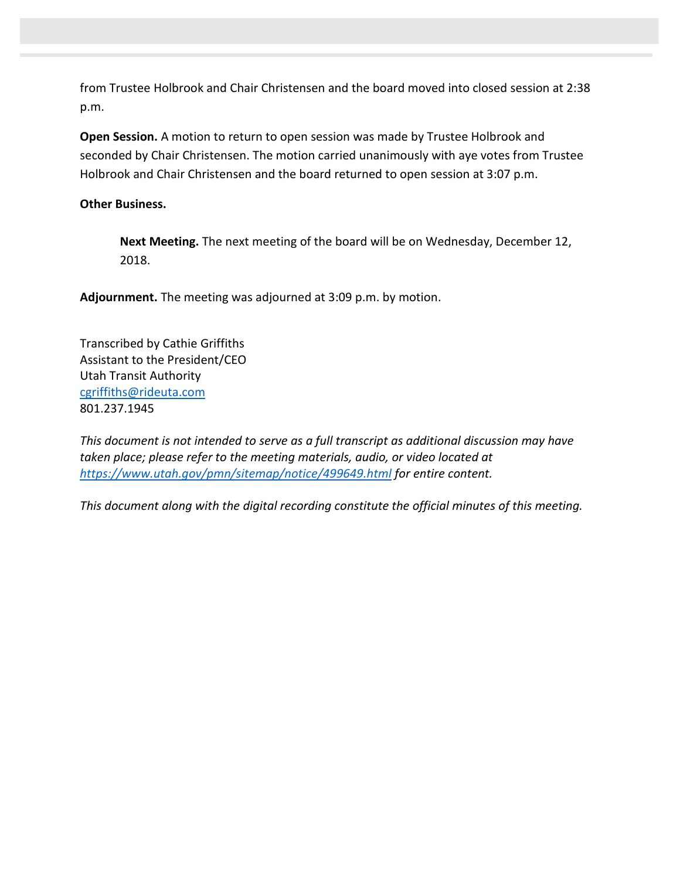from Trustee Holbrook and Chair Christensen and the board moved into closed session at 2:38 p.m.

**Open Session.** A motion to return to open session was made by Trustee Holbrook and seconded by Chair Christensen. The motion carried unanimously with aye votes from Trustee Holbrook and Chair Christensen and the board returned to open session at 3:07 p.m.

**Other Business.**

**Next Meeting.** The next meeting of the board will be on Wednesday, December 12, 2018.

**Adjournment.** The meeting was adjourned at 3:09 p.m. by motion.

Transcribed by Cathie Griffiths
Assistant to the President/CEO
Utah Transit Authority
cgriffiths@rideuta.com
801.237.1945

*This document is not intended to serve as a full transcript as additional discussion may have taken place; please refer to the meeting materials, audio, or video located at https://www.utah.gov/pmn/sitemap/notice/499649.html for entire content.*

*This document along with the digital recording constitute the official minutes of this meeting.*